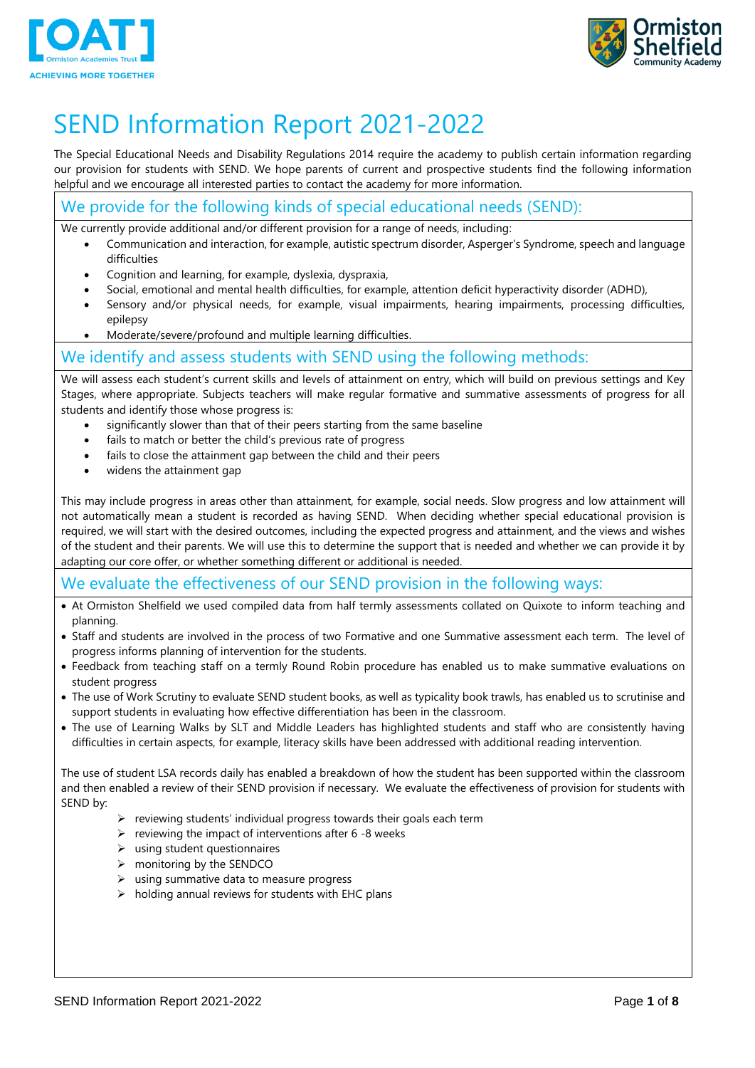# SEND Information Report 2021-2022

The Special Educational Needs and Disability Regulations 2014 require the academy to publish certain information regarding our provision for students with SEND. We hope parents of current and prospective students find the following information helpful and we encourage all interested parties to contact the academy for more information.

## We provide for the following kinds of special educational needs (SEND):

We currently provide additional and/or different provision for a range of needs, including:

- Communication and interaction, for example, autistic spectrum disorder, Asperger's Syndrome, speech and language difficulties
- Cognition and learning, for example, dyslexia, dyspraxia,
- Social, emotional and mental health difficulties, for example, attention deficit hyperactivity disorder (ADHD),
- Sensory and/or physical needs, for example, visual impairments, hearing impairments, processing difficulties, epilepsy
- Moderate/severe/profound and multiple learning difficulties.

## We identify and assess students with SEND using the following methods:

We will assess each student's current skills and levels of attainment on entry, which will build on previous settings and Key Stages, where appropriate. Subjects teachers will make regular formative and summative assessments of progress for all students and identify those whose progress is:

- significantly slower than that of their peers starting from the same baseline
- fails to match or better the child's previous rate of progress
- fails to close the attainment gap between the child and their peers
- widens the attainment gap

This may include progress in areas other than attainment, for example, social needs. Slow progress and low attainment will not automatically mean a student is recorded as having SEND. When deciding whether special educational provision is required, we will start with the desired outcomes, including the expected progress and attainment, and the views and wishes of the student and their parents. We will use this to determine the support that is needed and whether we can provide it by adapting our core offer, or whether something different or additional is needed.

## We evaluate the effectiveness of our SEND provision in the following ways:

- At Ormiston Shelfield we used compiled data from half termly assessments collated on Quixote to inform teaching and planning.
- Staff and students are involved in the process of two Formative and one Summative assessment each term. The level of progress informs planning of intervention for the students.
- Feedback from teaching staff on a termly Round Robin procedure has enabled us to make summative evaluations on student progress
- The use of Work Scrutiny to evaluate SEND student books, as well as typicality book trawls, has enabled us to scrutinise and support students in evaluating how effective differentiation has been in the classroom.
- The use of Learning Walks by SLT and Middle Leaders has highlighted students and staff who are consistently having difficulties in certain aspects, for example, literacy skills have been addressed with additional reading intervention.

The use of student LSA records daily has enabled a breakdown of how the student has been supported within the classroom and then enabled a review of their SEND provision if necessary. We evaluate the effectiveness of provision for students with SEND by:

- reviewing students' individual progress towards their goals each term
- reviewing the impact of interventions after 6 -8 weeks
- using student questionnaires
- monitoring by the SENDCO
- using summative data to measure progress
- holding annual reviews for students with EHC plans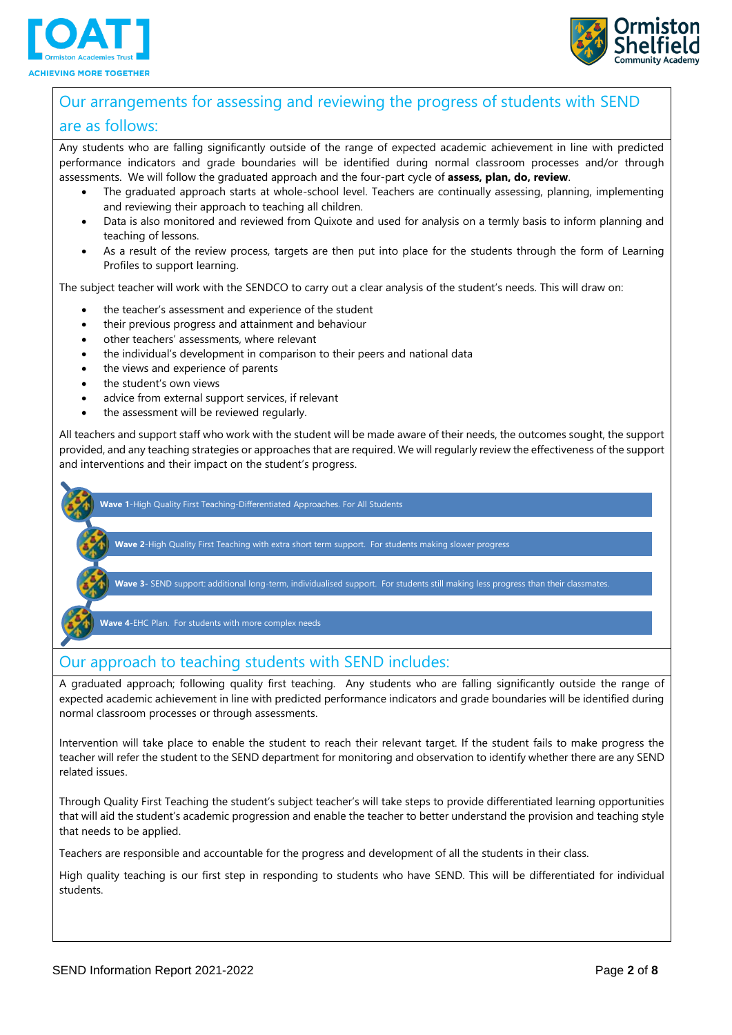## Our arrangements for assessing and reviewing the progress of students with SEND are as follows:

Any students who are falling significantly outside of the range of expected academic achievement in line with predicted performance indicators and grade boundaries will be identified during normal classroom processes and/or through assessments. We will follow the graduated approach and the four-part cycle of **assess, plan, do, review**.

- The graduated approach starts at whole-school level. Teachers are continually assessing, planning, implementing and reviewing their approach to teaching all children.
- Data is also monitored and reviewed from Quixote and used for analysis on a termly basis to inform planning and teaching of lessons.
- As a result of the review process, targets are then put into place for the students through the form of Learning Profiles to support learning.

The subject teacher will work with the SENDCO to carry out a clear analysis of the student's needs. This will draw on:

- the teacher's assessment and experience of the student
- their previous progress and attainment and behaviour
- other teachers' assessments, where relevant
- the individual's development in comparison to their peers and national data
- the views and experience of parents
- the student's own views
- advice from external support services, if relevant
- the assessment will be reviewed regularly.

All teachers and support staff who work with the student will be made aware of their needs, the outcomes sought, the support provided, and any teaching strategies or approaches that are required. We will regularly review the effectiveness of the support and interventions and their impact on the student's progress.

- **Wave 1**-High Quality First Teaching-Differentiated Approaches. For All Students
- **Wave 2**-High Quality First Teaching with extra short term support. For students making slower progress
- **Wave 3**- SEND support: additional long-term, individualised support. For students still making less progress than their classmates.
- **Wave 4**-EHC Plan. For students with more complex needs

## Our approach to teaching students with SEND includes:

A graduated approach; following quality first teaching. Any students who are falling significantly outside the range of expected academic achievement in line with predicted performance indicators and grade boundaries will be identified during normal classroom processes or through assessments.

Intervention will take place to enable the student to reach their relevant target. If the student fails to make progress the teacher will refer the student to the SEND department for monitoring and observation to identify whether there are any SEND related issues.

Through Quality First Teaching the student's subject teacher's will take steps to provide differentiated learning opportunities that will aid the student's academic progression and enable the teacher to better understand the provision and teaching style that needs to be applied.

Teachers are responsible and accountable for the progress and development of all the students in their class.

High quality teaching is our first step in responding to students who have SEND. This will be differentiated for individual students.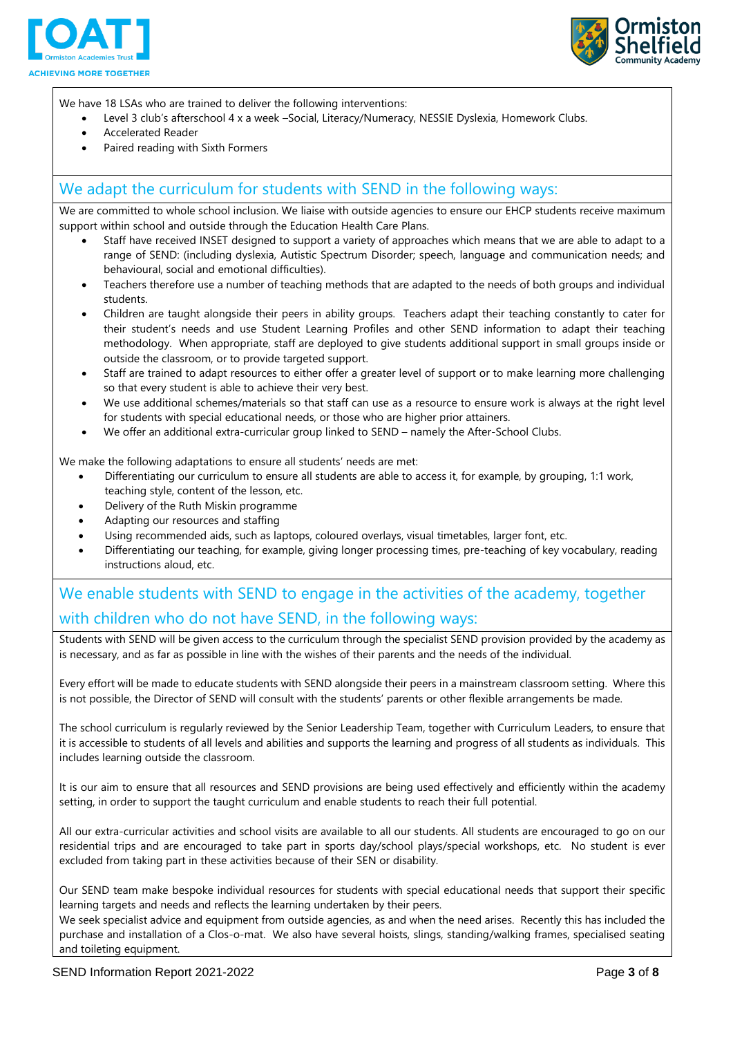We have 18 LSAs who are trained to deliver the following interventions:

- Level 3 club's afterschool 4 x a week –Social, Literacy/Numeracy, NESSIE Dyslexia, Homework Clubs.
- Accelerated Reader
- Paired reading with Sixth Formers

## We adapt the curriculum for students with SEND in the following ways:

We are committed to whole school inclusion. We liaise with outside agencies to ensure our EHCP students receive maximum support within school and outside through the Education Health Care Plans.

- Staff have received INSET designed to support a variety of approaches which means that we are able to adapt to a range of SEND: (including dyslexia, Autistic Spectrum Disorder; speech, language and communication needs; and behavioural, social and emotional difficulties).
- Teachers therefore use a number of teaching methods that are adapted to the needs of both groups and individual students.
- Children are taught alongside their peers in ability groups. Teachers adapt their teaching constantly to cater for their student's needs and use Student Learning Profiles and other SEND information to adapt their teaching methodology. When appropriate, staff are deployed to give students additional support in small groups inside or outside the classroom, or to provide targeted support.
- Staff are trained to adapt resources to either offer a greater level of support or to make learning more challenging so that every student is able to achieve their very best.
- We use additional schemes/materials so that staff can use as a resource to ensure work is always at the right level for students with special educational needs, or those who are higher prior attainers.
- We offer an additional extra-curricular group linked to SEND – namely the After-School Clubs.

We make the following adaptations to ensure all students' needs are met:

- Differentiating our curriculum to ensure all students are able to access it, for example, by grouping, 1:1 work, teaching style, content of the lesson, etc.
- Delivery of the Ruth Miskin programme
- Adapting our resources and staffing
- Using recommended aids, such as laptops, coloured overlays, visual timetables, larger font, etc.
- Differentiating our teaching, for example, giving longer processing times, pre-teaching of key vocabulary, reading instructions aloud, etc.

## We enable students with SEND to engage in the activities of the academy, together with children who do not have SEND, in the following ways:

Students with SEND will be given access to the curriculum through the specialist SEND provision provided by the academy as is necessary, and as far as possible in line with the wishes of their parents and the needs of the individual.

Every effort will be made to educate students with SEND alongside their peers in a mainstream classroom setting. Where this is not possible, the Director of SEND will consult with the students' parents or other flexible arrangements be made.

The school curriculum is regularly reviewed by the Senior Leadership Team, together with Curriculum Leaders, to ensure that it is accessible to students of all levels and abilities and supports the learning and progress of all students as individuals. This includes learning outside the classroom.

It is our aim to ensure that all resources and SEND provisions are being used effectively and efficiently within the academy setting, in order to support the taught curriculum and enable students to reach their full potential.

All our extra-curricular activities and school visits are available to all our students. All students are encouraged to go on our residential trips and are encouraged to take part in sports day/school plays/special workshops, etc. No student is ever excluded from taking part in these activities because of their SEN or disability.

Our SEND team make bespoke individual resources for students with special educational needs that support their specific learning targets and needs and reflects the learning undertaken by their peers.
We seek specialist advice and equipment from outside agencies, as and when the need arises. Recently this has included the purchase and installation of a Clos-o-mat. We also have several hoists, slings, standing/walking frames, specialised seating and toileting equipment.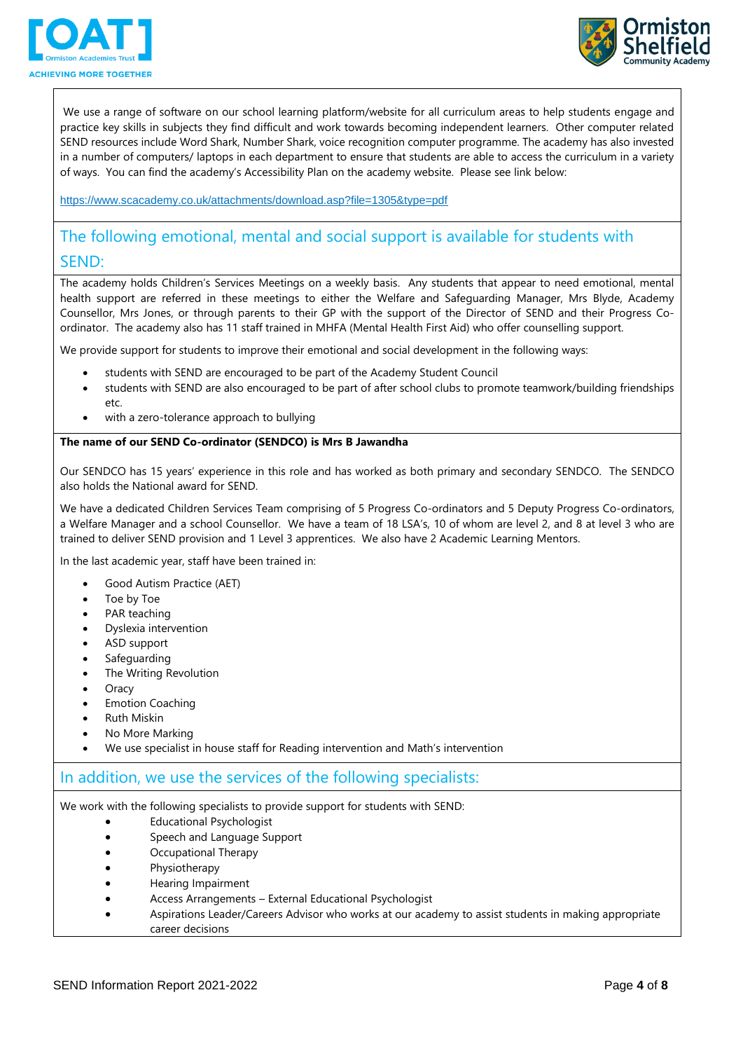We use a range of software on our school learning platform/website for all curriculum areas to help students engage and practice key skills in subjects they find difficult and work towards becoming independent learners. Other computer related SEND resources include Word Shark, Number Shark, voice recognition computer programme. The academy has also invested in a number of computers/ laptops in each department to ensure that students are able to access the curriculum in a variety of ways. You can find the academy's Accessibility Plan on the academy website. Please see link below:

https://www.scacademy.co.uk/attachments/download.asp?file=1305&type=pdf

## The following emotional, mental and social support is available for students with SEND:

The academy holds Children's Services Meetings on a weekly basis. Any students that appear to need emotional, mental health support are referred in these meetings to either the Welfare and Safeguarding Manager, Mrs Blyde, Academy Counsellor, Mrs Jones, or through parents to their GP with the support of the Director of SEND and their Progress Co-ordinator. The academy also has 11 staff trained in MHFA (Mental Health First Aid) who offer counselling support.

We provide support for students to improve their emotional and social development in the following ways:

- students with SEND are encouraged to be part of the Academy Student Council
- students with SEND are also encouraged to be part of after school clubs to promote teamwork/building friendships etc.
- with a zero-tolerance approach to bullying

**The name of our SEND Co-ordinator (SENDCO) is Mrs B Jawandha**

Our SENDCO has 15 years' experience in this role and has worked as both primary and secondary SENDCO. The SENDCO also holds the National award for SEND.

We have a dedicated Children Services Team comprising of 5 Progress Co-ordinators and 5 Deputy Progress Co-ordinators, a Welfare Manager and a school Counsellor. We have a team of 18 LSA's, 10 of whom are level 2, and 8 at level 3 who are trained to deliver SEND provision and 1 Level 3 apprentices. We also have 2 Academic Learning Mentors.

In the last academic year, staff have been trained in:

- Good Autism Practice (AET)
- Toe by Toe
- PAR teaching
- Dyslexia intervention
- ASD support
- Safeguarding
- The Writing Revolution
- Oracy
- Emotion Coaching
- Ruth Miskin
- No More Marking
- We use specialist in house staff for Reading intervention and Math's intervention

## In addition, we use the services of the following specialists:

We work with the following specialists to provide support for students with SEND:

- Educational Psychologist
- Speech and Language Support
- Occupational Therapy
- Physiotherapy
- Hearing Impairment
- Access Arrangements – External Educational Psychologist
- Aspirations Leader/Careers Advisor who works at our academy to assist students in making appropriate career decisions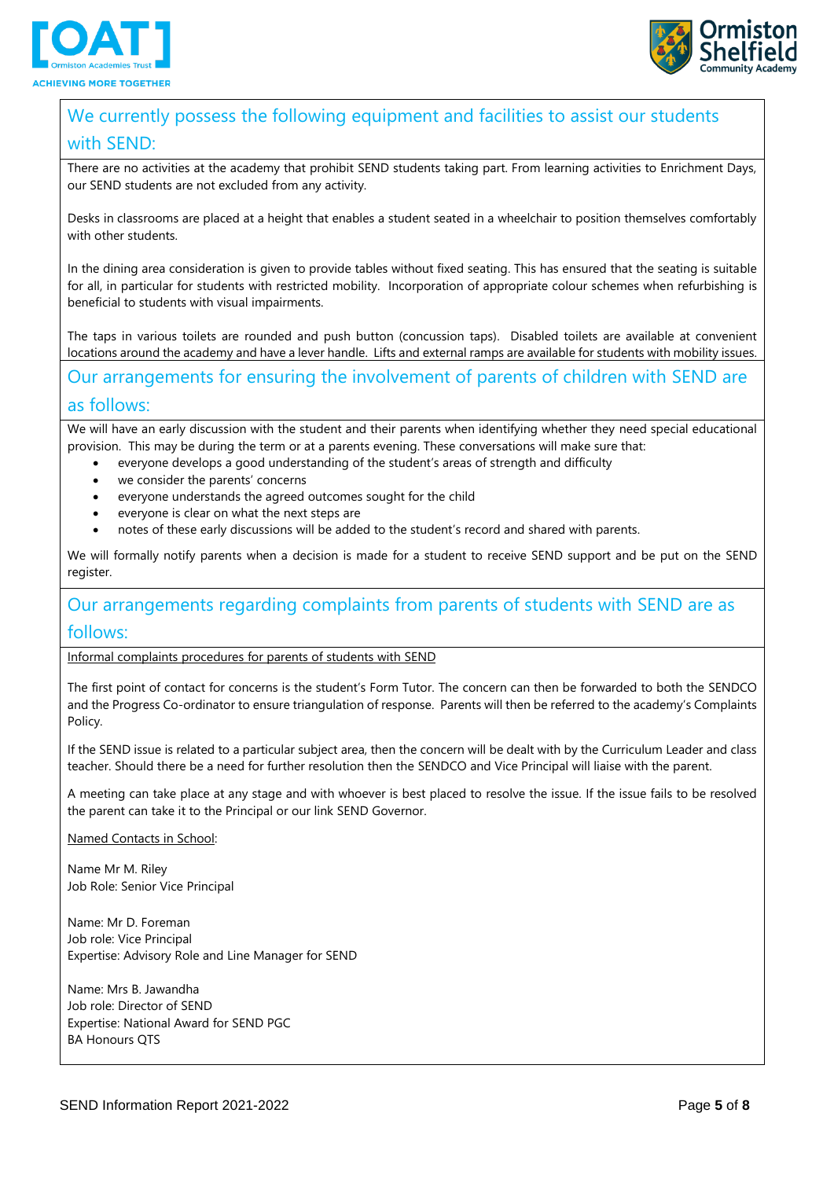## We currently possess the following equipment and facilities to assist our students with SEND:

There are no activities at the academy that prohibit SEND students taking part. From learning activities to Enrichment Days, our SEND students are not excluded from any activity.

Desks in classrooms are placed at a height that enables a student seated in a wheelchair to position themselves comfortably with other students.

In the dining area consideration is given to provide tables without fixed seating. This has ensured that the seating is suitable for all, in particular for students with restricted mobility. Incorporation of appropriate colour schemes when refurbishing is beneficial to students with visual impairments.

The taps in various toilets are rounded and push button (concussion taps). Disabled toilets are available at convenient locations around the academy and have a lever handle. Lifts and external ramps are available for students with mobility issues.

## Our arrangements for ensuring the involvement of parents of children with SEND are as follows:

We will have an early discussion with the student and their parents when identifying whether they need special educational provision. This may be during the term or at a parents evening. These conversations will make sure that:

- everyone develops a good understanding of the student's areas of strength and difficulty
- we consider the parents' concerns
- everyone understands the agreed outcomes sought for the child
- everyone is clear on what the next steps are
- notes of these early discussions will be added to the student's record and shared with parents.

We will formally notify parents when a decision is made for a student to receive SEND support and be put on the SEND register.

## Our arrangements regarding complaints from parents of students with SEND are as follows:

Informal complaints procedures for parents of students with SEND

The first point of contact for concerns is the student's Form Tutor. The concern can then be forwarded to both the SENDCO and the Progress Co-ordinator to ensure triangulation of response. Parents will then be referred to the academy's Complaints Policy.

If the SEND issue is related to a particular subject area, then the concern will be dealt with by the Curriculum Leader and class teacher. Should there be a need for further resolution then the SENDCO and Vice Principal will liaise with the parent.

A meeting can take place at any stage and with whoever is best placed to resolve the issue. If the issue fails to be resolved the parent can take it to the Principal or our link SEND Governor.

Named Contacts in School:

Name Mr M. Riley
Job Role: Senior Vice Principal

Name: Mr D. Foreman
Job role: Vice Principal
Expertise: Advisory Role and Line Manager for SEND

Name: Mrs B. Jawandha
Job role: Director of SEND
Expertise: National Award for SEND PGC
BA Honours QTS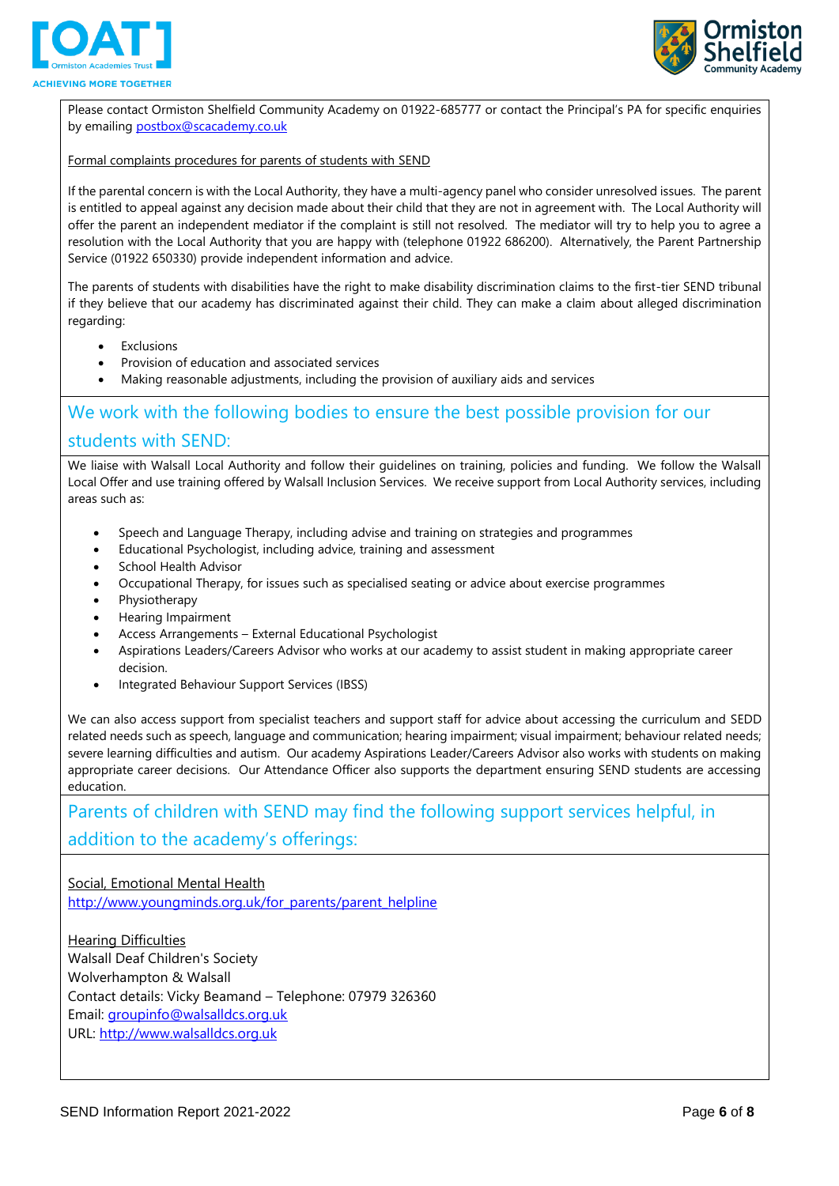Please contact Ormiston Shelfield Community Academy on 01922-685777 or contact the Principal's PA for specific enquiries by emailing postbox@scacademy.co.uk

Formal complaints procedures for parents of students with SEND

If the parental concern is with the Local Authority, they have a multi-agency panel who consider unresolved issues. The parent is entitled to appeal against any decision made about their child that they are not in agreement with. The Local Authority will offer the parent an independent mediator if the complaint is still not resolved. The mediator will try to help you to agree a resolution with the Local Authority that you are happy with (telephone 01922 686200). Alternatively, the Parent Partnership Service (01922 650330) provide independent information and advice.

The parents of students with disabilities have the right to make disability discrimination claims to the first-tier SEND tribunal if they believe that our academy has discriminated against their child. They can make a claim about alleged discrimination regarding:

- Exclusions
- Provision of education and associated services
- Making reasonable adjustments, including the provision of auxiliary aids and services

## We work with the following bodies to ensure the best possible provision for our students with SEND:

We liaise with Walsall Local Authority and follow their guidelines on training, policies and funding. We follow the Walsall Local Offer and use training offered by Walsall Inclusion Services. We receive support from Local Authority services, including areas such as:

- Speech and Language Therapy, including advise and training on strategies and programmes
- Educational Psychologist, including advice, training and assessment
- School Health Advisor
- Occupational Therapy, for issues such as specialised seating or advice about exercise programmes
- Physiotherapy
- Hearing Impairment
- Access Arrangements – External Educational Psychologist
- Aspirations Leaders/Careers Advisor who works at our academy to assist student in making appropriate career decision.
- Integrated Behaviour Support Services (IBSS)

We can also access support from specialist teachers and support staff for advice about accessing the curriculum and SEDD related needs such as speech, language and communication; hearing impairment; visual impairment; behaviour related needs; severe learning difficulties and autism. Our academy Aspirations Leader/Careers Advisor also works with students on making appropriate career decisions. Our Attendance Officer also supports the department ensuring SEND students are accessing education.

## Parents of children with SEND may find the following support services helpful, in addition to the academy's offerings:

Social, Emotional Mental Health
http://www.youngminds.org.uk/for_parents/parent_helpline

Hearing Difficulties
Walsall Deaf Children's Society
Wolverhampton & Walsall
Contact details: Vicky Beamand – Telephone: 07979 326360
Email: groupinfo@walsalldcs.org.uk
URL: http://www.walsalldcs.org.uk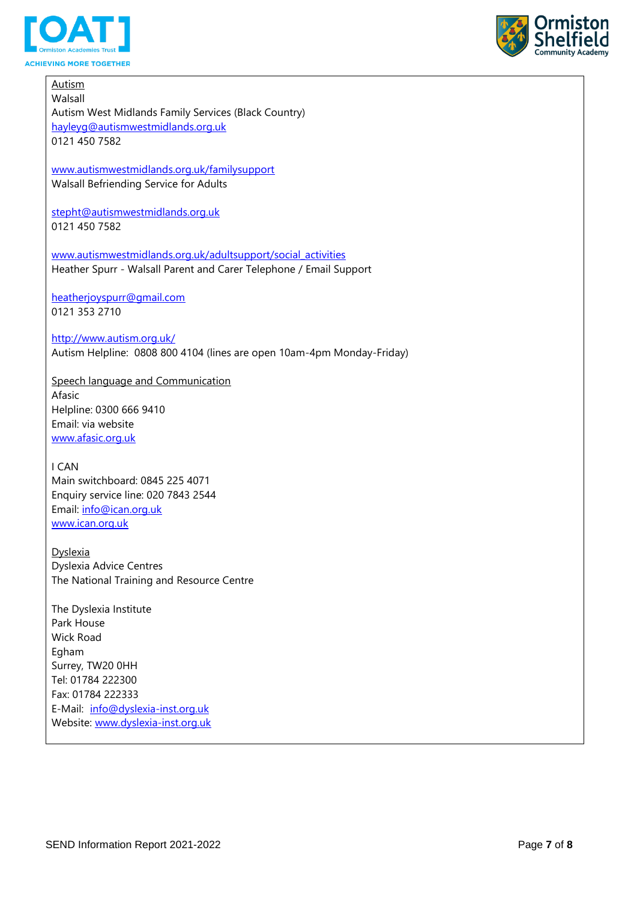Autism

Walsall

Autism West Midlands Family Services (Black Country)

hayleyg@autismwestmidlands.org.uk

0121 450 7582

www.autismwestmidlands.org.uk/familysupport

Walsall Befriending Service for Adults

stepht@autismwestmidlands.org.uk

0121 450 7582

www.autismwestmidlands.org.uk/adultsupport/social_activities

Heather Spurr - Walsall Parent and Carer Telephone / Email Support

heatherjoyspurr@gmail.com

0121 353 2710

http://www.autism.org.uk/

Autism Helpline: 0808 800 4104 (lines are open 10am-4pm Monday-Friday)

Speech language and Communication

Afasic

Helpline: 0300 666 9410

Email: via website

www.afasic.org.uk

I CAN

Main switchboard: 0845 225 4071

Enquiry service line: 020 7843 2544

Email: info@ican.org.uk

www.ican.org.uk

Dyslexia

Dyslexia Advice Centres

The National Training and Resource Centre

The Dyslexia Institute

Park House

Wick Road

Egham

Surrey, TW20 0HH

Tel: 01784 222300

Fax: 01784 222333

E-Mail: info@dyslexia-inst.org.uk

Website: www.dyslexia-inst.org.uk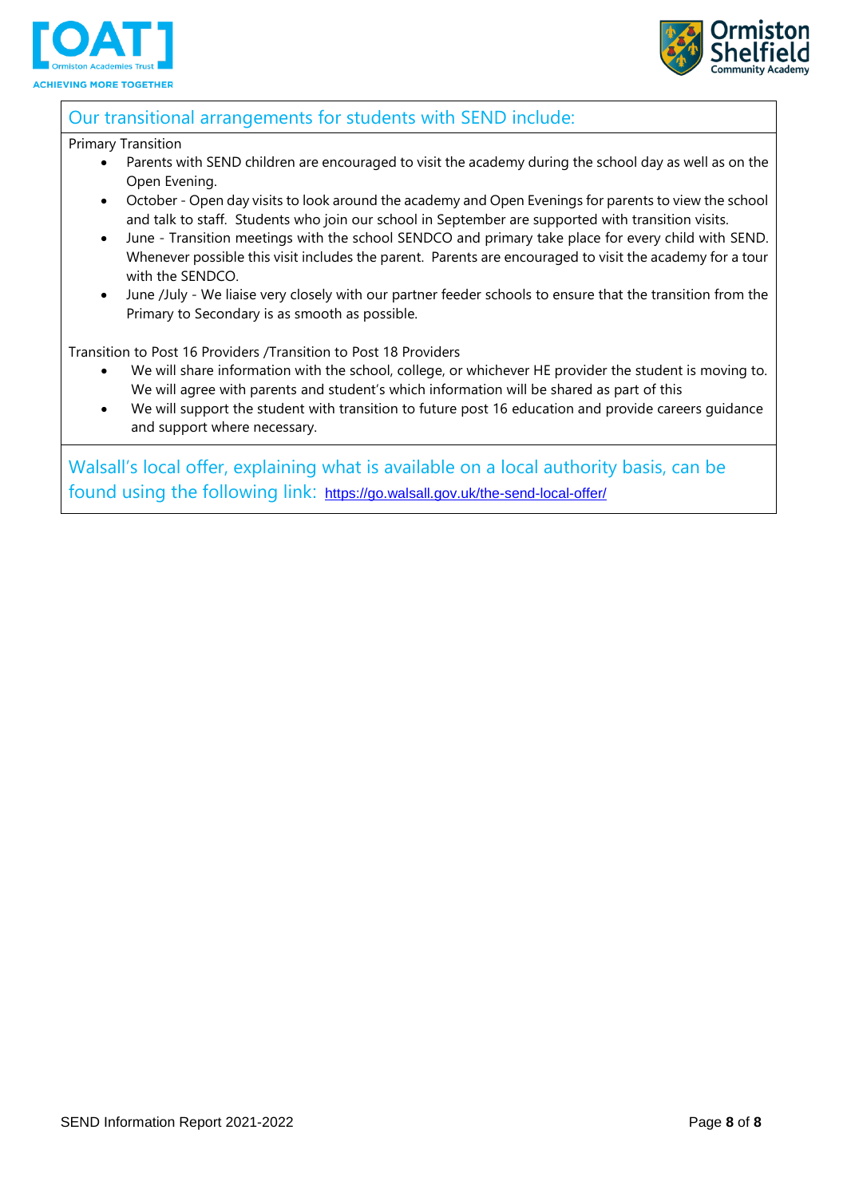## Our transitional arrangements for students with SEND include:

Primary Transition

- Parents with SEND children are encouraged to visit the academy during the school day as well as on the Open Evening.
- October - Open day visits to look around the academy and Open Evenings for parents to view the school and talk to staff. Students who join our school in September are supported with transition visits.
- June - Transition meetings with the school SENDCO and primary take place for every child with SEND. Whenever possible this visit includes the parent. Parents are encouraged to visit the academy for a tour with the SENDCO.
- June /July - We liaise very closely with our partner feeder schools to ensure that the transition from the Primary to Secondary is as smooth as possible.

Transition to Post 16 Providers /Transition to Post 18 Providers

- We will share information with the school, college, or whichever HE provider the student is moving to. We will agree with parents and student's which information will be shared as part of this
- We will support the student with transition to future post 16 education and provide careers guidance and support where necessary.

## Walsall's local offer, explaining what is available on a local authority basis, can be found using the following link: https://go.walsall.gov.uk/the-send-local-offer/